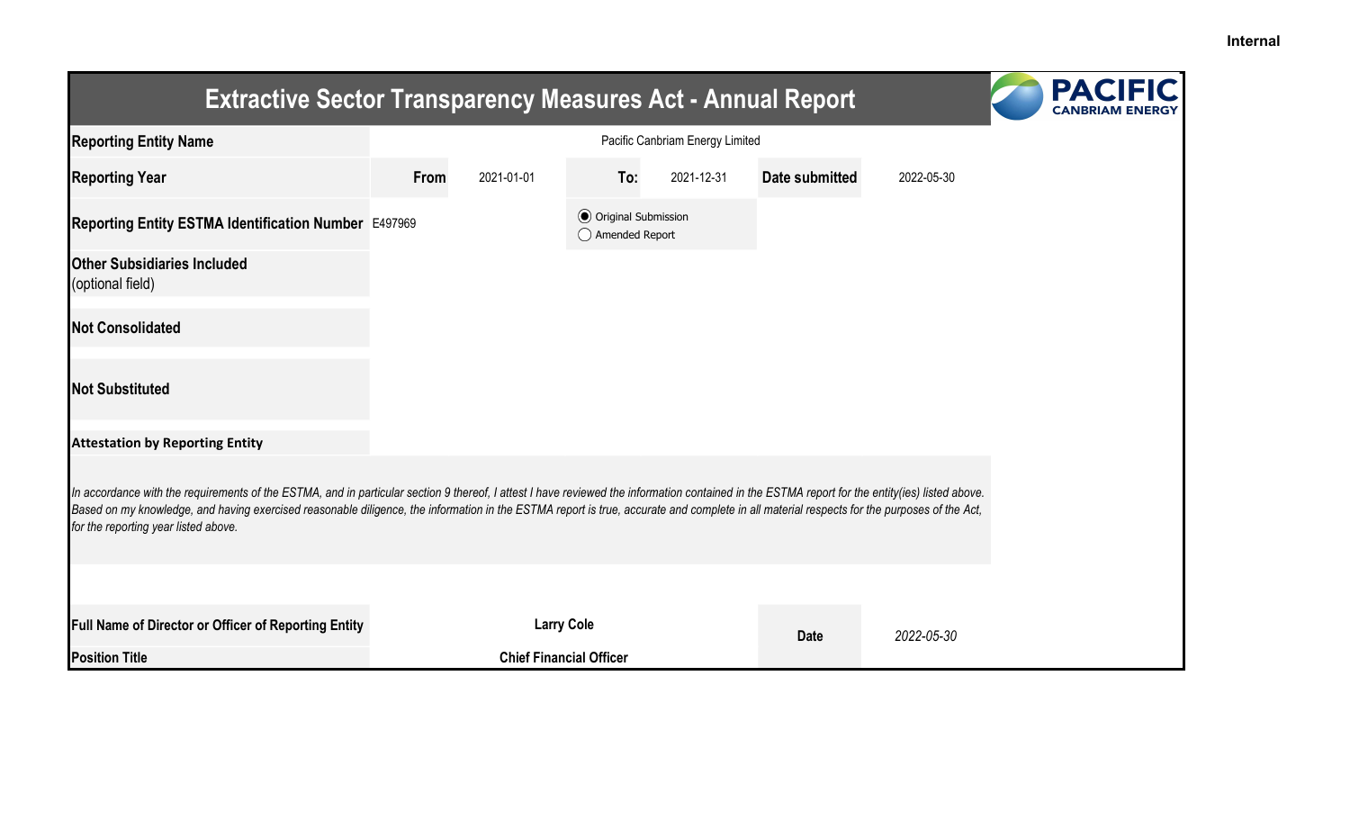Internal

# Extractive Sector Transparency Measures Act - Annual Report

| | | | | | | |
|---|---|---|---|---|---|---|
| **Reporting Entity Name** | Pacific Canbriam Energy Limited | | | | | |
| **Reporting Year** | **From** | 2021-01-01 | **To:** | 2021-12-31 | **Date submitted** | 2022-05-30 |
| **Reporting Entity ESTMA Identification Number** | E497969 | | (●) Original Submission<br>( ) Amended Report | | | |
| **Other Subsidiaries Included** (optional field) | | | | | | |
| **Not Consolidated** | | | | | | |
| **Not Substituted** | | | | | | |

**Attestation by Reporting Entity**

*In accordance with the requirements of the ESTMA, and in particular section 9 thereof, I attest I have reviewed the information contained in the ESTMA report for the entity(ies) listed above. Based on my knowledge, and having exercised reasonable diligence, the information in the ESTMA report is true, accurate and complete in all material respects for the purposes of the Act, for the reporting year listed above.*

| | | | |
|---|---|---|---|
| **Full Name of Director or Officer of Reporting Entity** | **Larry Cole** | **Date** | *2022-05-30* |
| **Position Title** | **Chief Financial Officer** | | |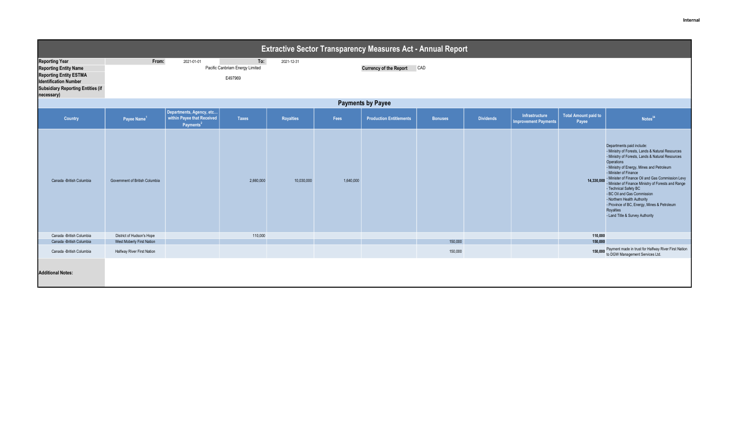Internal

# Extractive Sector Transparency Measures Act - Annual Report

| | | | | |
|---|---|---|---|---|
| **Reporting Year** | From: | 2021-01-01 | To: | 2021-12-31 |
| **Reporting Entity Name** | Pacific Canbriam Energy Limited | | **Currency of the Report** | CAD |
| **Reporting Entity ESTMA Identification Number** | E497969 | | | |
| **Subsidiary Reporting Entities (if necessary)** | | | | |

## Payments by Payee

| Country | Payee Name[1] | Departments, Agency, etc... within Payee that Received Payments[2] | Taxes | Royalties | Fees | Production Entitlements | Bonuses | Dividends | Infrastructure Improvement Payments | Total Amount paid to Payee | Notes[34] |
|---|---|---|---|---|---|---|---|---|---|---|---|
| Canada -British Columbia | Government of British Columbia | | 2,660,000 | 10,030,000 | 1,640,000 | | | | | 14,330,000 | Departments paid include: - Ministry of Forests, Lands & Natural Resources - Ministry of Forests, Lands & Natural Resources Operations - Ministry of Energy, Mines and Petroleum - Minister of Finance - Minister of Finance Oil and Gas Commission Levy - Minister of Finance Ministry of Forests and Range - Technical Safety BC - BC Oil and Gas Commission - Northern Health Authority - Province of BC, Energy, Mines & Petroleum Royalties - Land Title & Survey Authority |
| Canada -British Columbia | District of Hudson's Hope | | 110,000 | | | | | | | 110,000 | |
| Canada -British Columbia | West Moberly First Nation | | | | | | 150,000 | | | 150,000 | |
| Canada -British Columbia | Halfway River First Nation | | | | | | 150,000 | | | 150,000 | Payment made in trust for Halfway River First Nation to DGW Management Services Ltd. |

**Additional Notes:**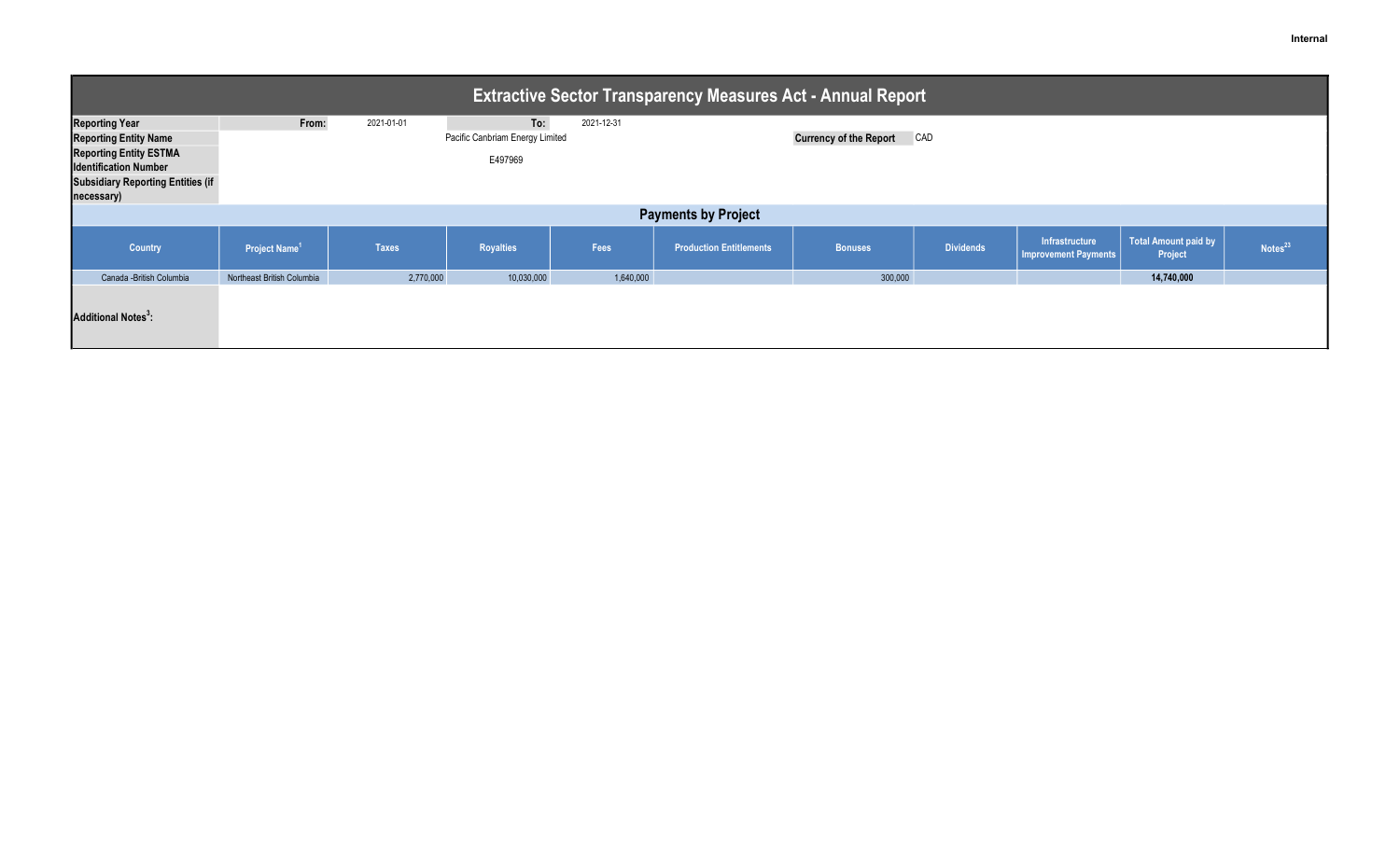# Extractive Sector Transparency Measures Act - Annual Report

| | | | |
|---|---|---|---|
| **Reporting Year** | **From:** 2021-01-01 | **To:** 2021-12-31 | |
| **Reporting Entity Name** | Pacific Canbriam Energy Limited | **Currency of the Report** | CAD |
| **Reporting Entity ESTMA Identification Number** | E497969 | | |
| **Subsidiary Reporting Entities (if necessary)** | | | |

## Payments by Project

| Country | Project Name[1] | Taxes | Royalties | Fees | Production Entitlements | Bonuses | Dividends | Infrastructure Improvement Payments | Total Amount paid by Project | Notes[23] |
|---|---|---|---|---|---|---|---|---|---|---|
| Canada -British Columbia | Northeast British Columbia | 2,770,000 | 10,030,000 | 1,640,000 | | 300,000 | | | **14,740,000** | |

**Additional Notes[3]:**